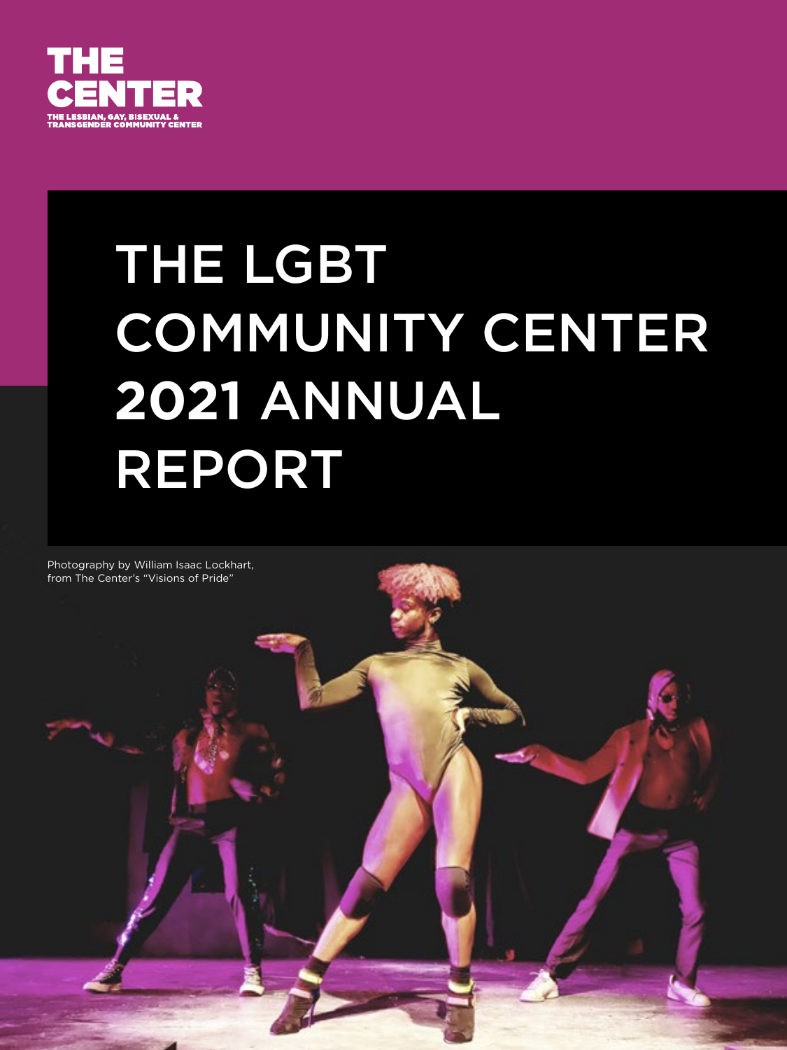THE CENTER

THE LESBIAN, GAY, BISEXUAL & TRANSGENDER COMMUNITY CENTER

# THE LGBT COMMUNITY CENTER 2021 ANNUAL REPORT

Photography by William Isaac Lockhart, from The Center's "Visions of Pride"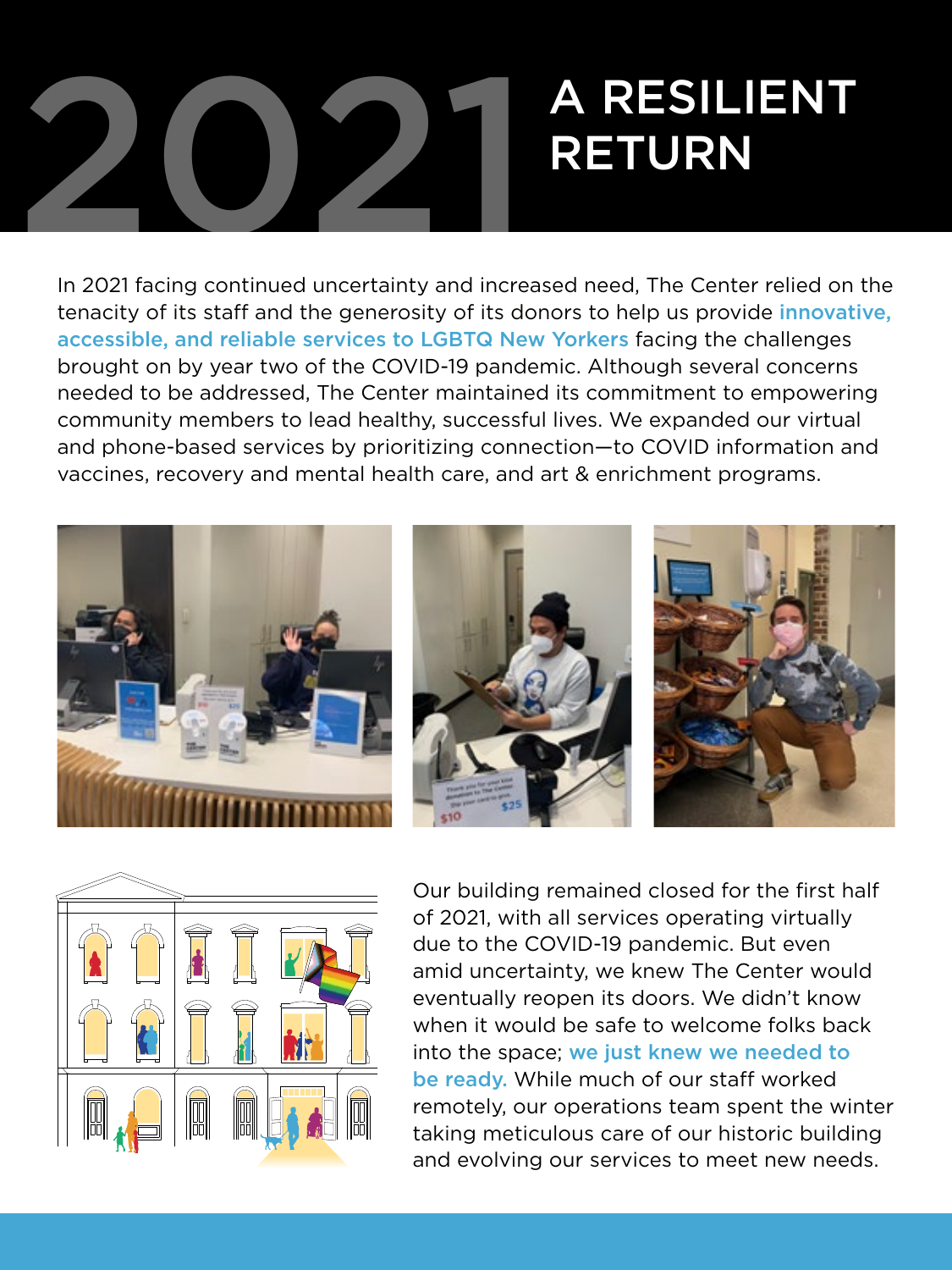# 2021 A RESILIENT RETURN

In 2021 facing continued uncertainty and increased need, The Center relied on the tenacity of its staff and the generosity of its donors to help us provide **innovative, accessible, and reliable services to LGBTQ New Yorkers** facing the challenges brought on by year two of the COVID-19 pandemic. Although several concerns needed to be addressed, The Center maintained its commitment to empowering community members to lead healthy, successful lives. We expanded our virtual and phone-based services by prioritizing connection—to COVID information and vaccines, recovery and mental health care, and art & enrichment programs.

Our building remained closed for the first half of 2021, with all services operating virtually due to the COVID-19 pandemic. But even amid uncertainty, we knew The Center would eventually reopen its doors. We didn't know when it would be safe to welcome folks back into the space; **we just knew we needed to be ready.** While much of our staff worked remotely, our operations team spent the winter taking meticulous care of our historic building and evolving our services to meet new needs.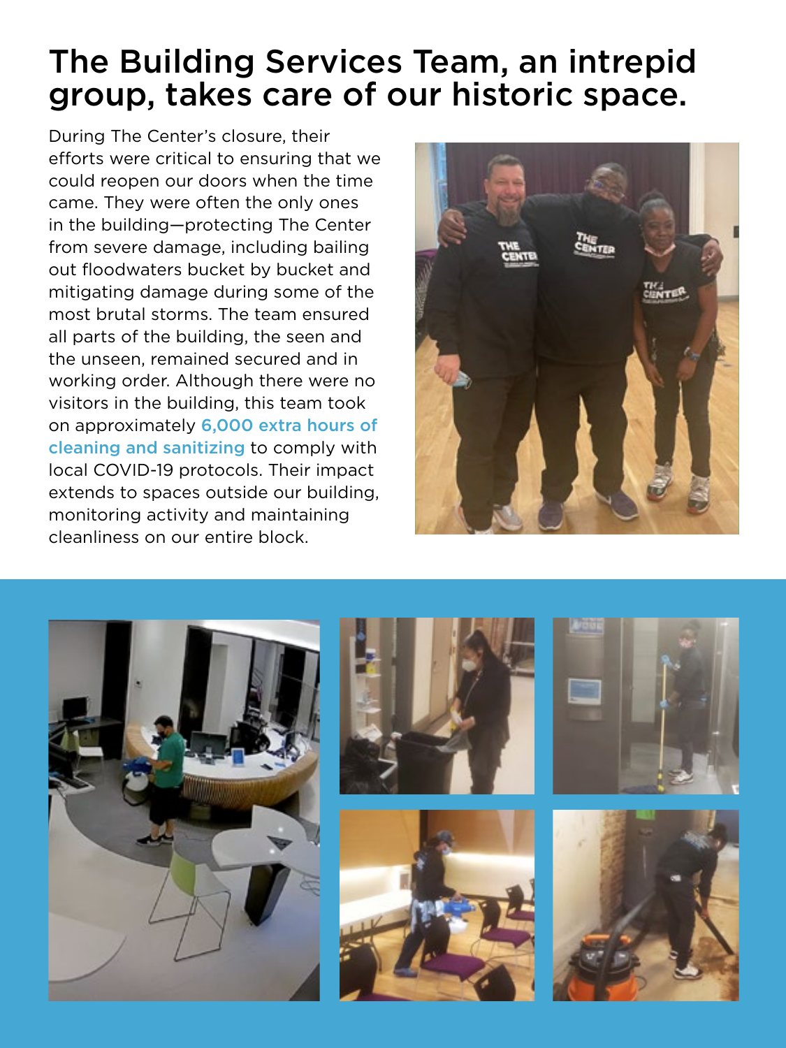# The Building Services Team, an intrepid group, takes care of our historic space.

During The Center's closure, their efforts were critical to ensuring that we could reopen our doors when the time came. They were often the only ones in the building—protecting The Center from severe damage, including bailing out floodwaters bucket by bucket and mitigating damage during some of the most brutal storms. The team ensured all parts of the building, the seen and the unseen, remained secured and in working order. Although there were no visitors in the building, this team took on approximately **6,000 extra hours of cleaning and sanitizing** to comply with local COVID-19 protocols. Their impact extends to spaces outside our building, monitoring activity and maintaining cleanliness on our entire block.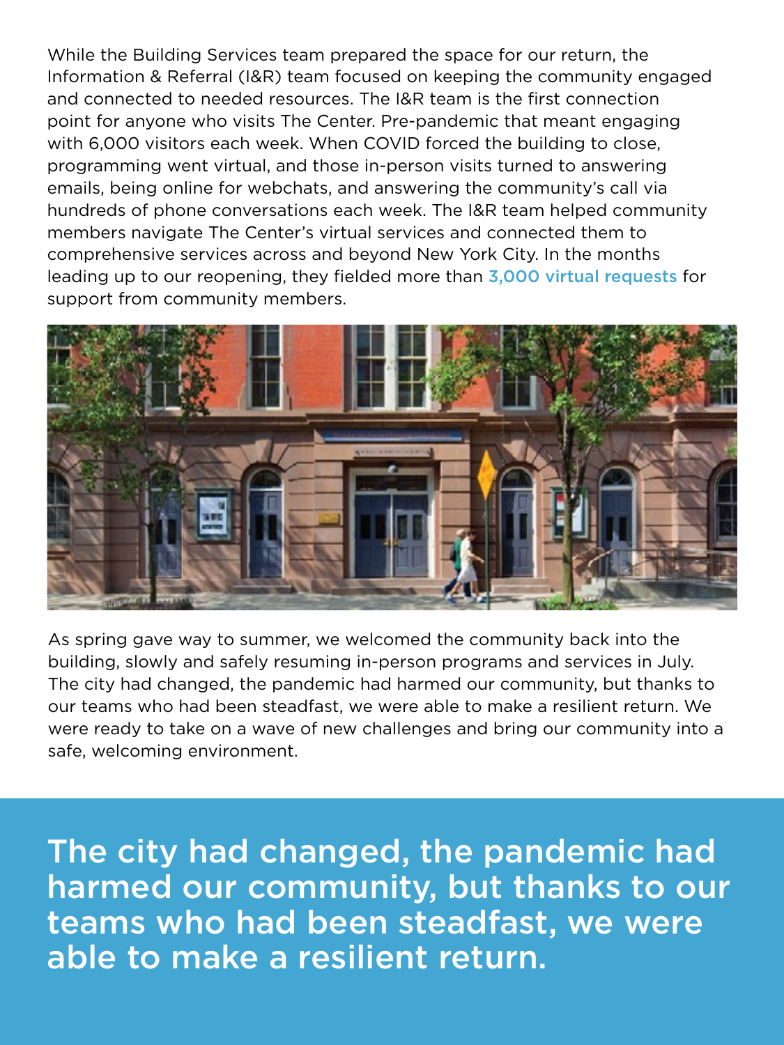While the Building Services team prepared the space for our return, the Information & Referral (I&R) team focused on keeping the community engaged and connected to needed resources. The I&R team is the first connection point for anyone who visits The Center. Pre-pandemic that meant engaging with 6,000 visitors each week. When COVID forced the building to close, programming went virtual, and those in-person visits turned to answering emails, being online for webchats, and answering the community's call via hundreds of phone conversations each week. The I&R team helped community members navigate The Center's virtual services and connected them to comprehensive services across and beyond New York City. In the months leading up to our reopening, they fielded more than **3,000 virtual requests** for support from community members.

As spring gave way to summer, we welcomed the community back into the building, slowly and safely resuming in-person programs and services in July. The city had changed, the pandemic had harmed our community, but thanks to our teams who had been steadfast, we were able to make a resilient return. We were ready to take on a wave of new challenges and bring our community into a safe, welcoming environment.

**The city had changed, the pandemic had harmed our community, but thanks to our teams who had been steadfast, we were able to make a resilient return.**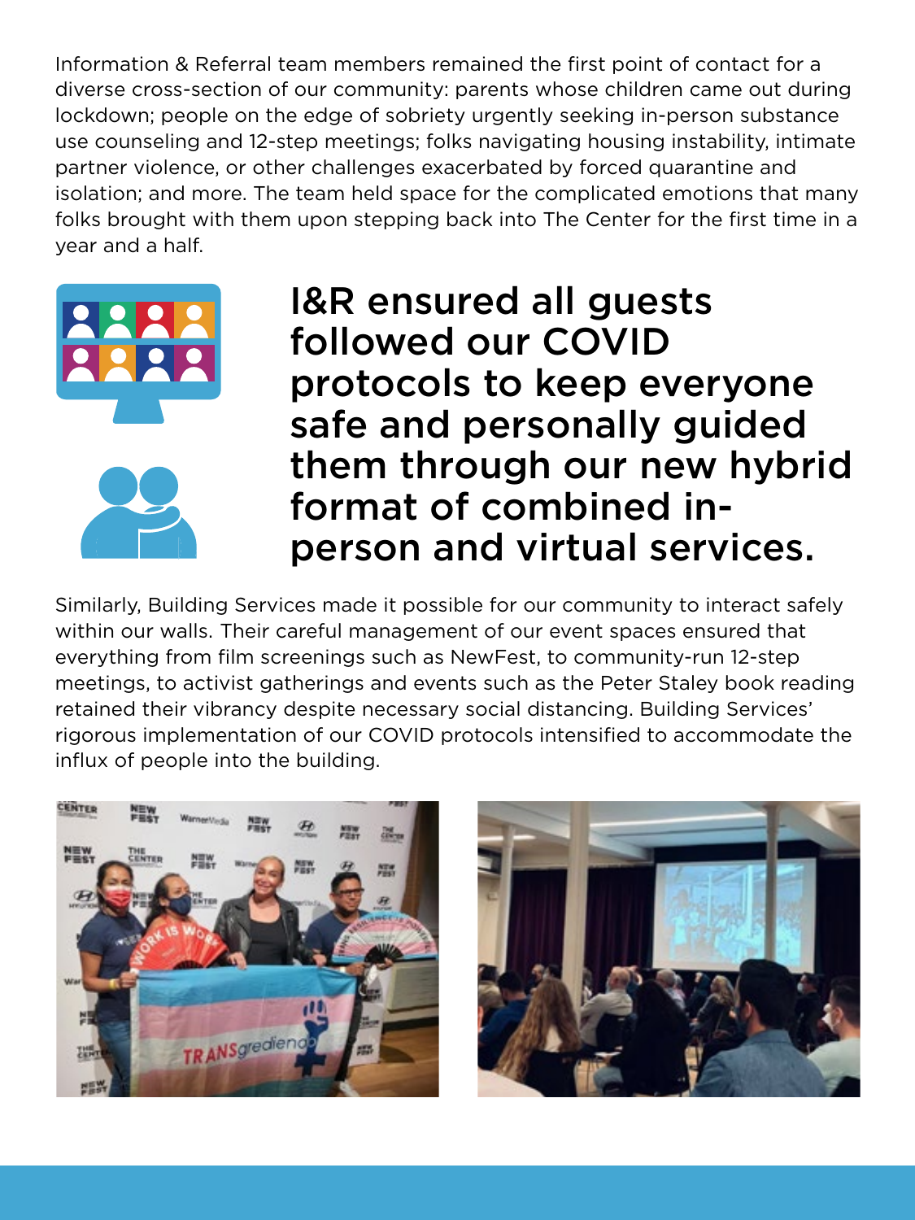Information & Referral team members remained the first point of contact for a diverse cross-section of our community: parents whose children came out during lockdown; people on the edge of sobriety urgently seeking in-person substance use counseling and 12-step meetings; folks navigating housing instability, intimate partner violence, or other challenges exacerbated by forced quarantine and isolation; and more. The team held space for the complicated emotions that many folks brought with them upon stepping back into The Center for the first time in a year and a half.

## I&R ensured all guests followed our COVID protocols to keep everyone safe and personally guided them through our new hybrid format of combined in-person and virtual services.

Similarly, Building Services made it possible for our community to interact safely within our walls. Their careful management of our event spaces ensured that everything from film screenings such as NewFest, to community-run 12-step meetings, to activist gatherings and events such as the Peter Staley book reading retained their vibrancy despite necessary social distancing. Building Services' rigorous implementation of our COVID protocols intensified to accommodate the influx of people into the building.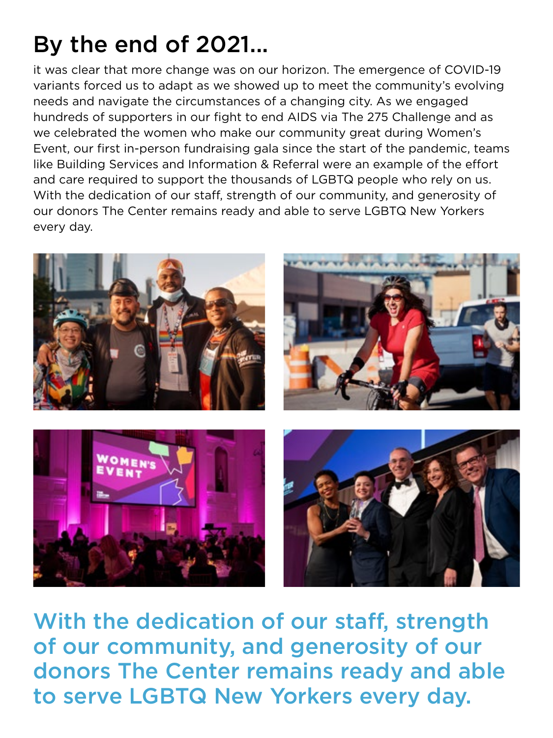# By the end of 2021...

it was clear that more change was on our horizon. The emergence of COVID-19 variants forced us to adapt as we showed up to meet the community's evolving needs and navigate the circumstances of a changing city. As we engaged hundreds of supporters in our fight to end AIDS via The 275 Challenge and as we celebrated the women who make our community great during Women's Event, our first in-person fundraising gala since the start of the pandemic, teams like Building Services and Information & Referral were an example of the effort and care required to support the thousands of LGBTQ people who rely on us. With the dedication of our staff, strength of our community, and generosity of our donors The Center remains ready and able to serve LGBTQ New Yorkers every day.

## With the dedication of our staff, strength of our community, and generosity of our donors The Center remains ready and able to serve LGBTQ New Yorkers every day.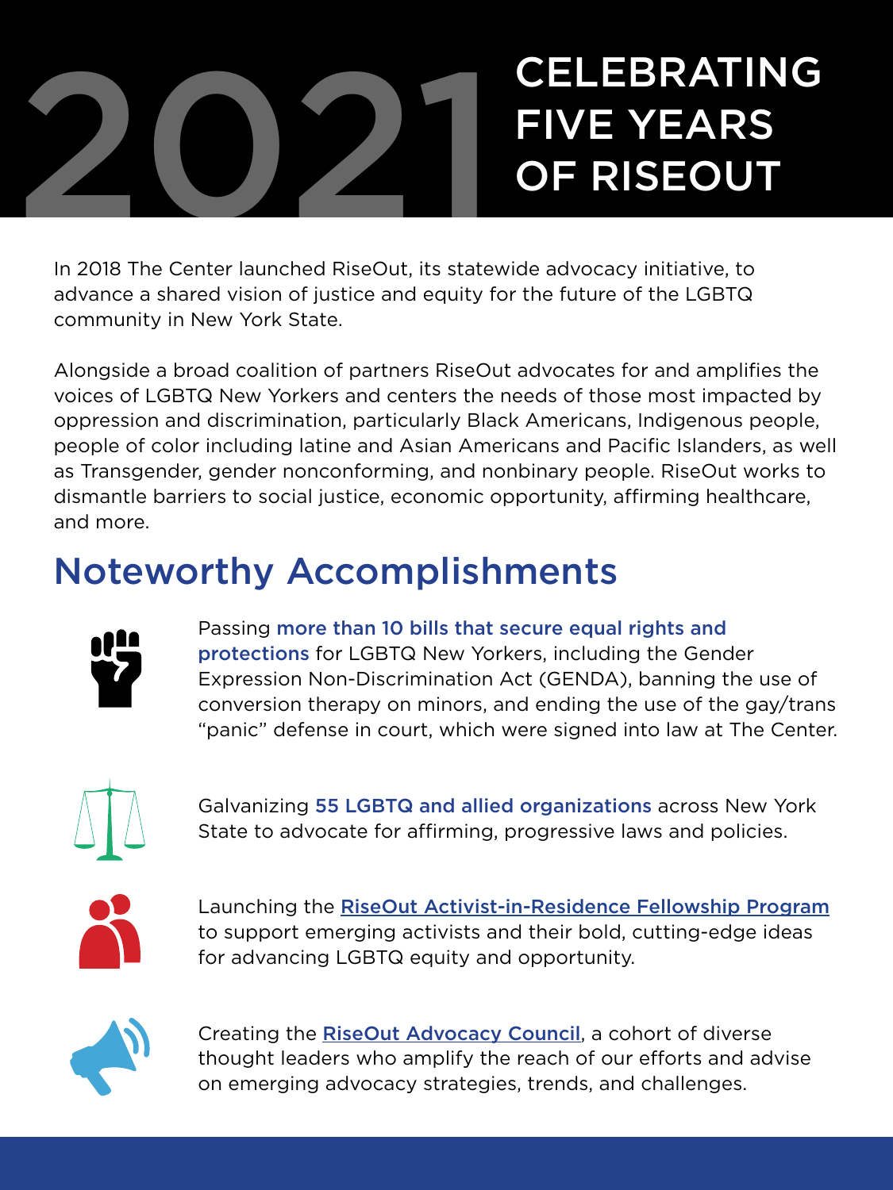# 2021 CELEBRATING FIVE YEARS OF RISEOUT

In 2018 The Center launched RiseOut, its statewide advocacy initiative, to advance a shared vision of justice and equity for the future of the LGBTQ community in New York State.

Alongside a broad coalition of partners RiseOut advocates for and amplifies the voices of LGBTQ New Yorkers and centers the needs of those most impacted by oppression and discrimination, particularly Black Americans, Indigenous people, people of color including latine and Asian Americans and Pacific Islanders, as well as Transgender, gender nonconforming, and nonbinary people. RiseOut works to dismantle barriers to social justice, economic opportunity, affirming healthcare, and more.

## Noteworthy Accomplishments

Passing **more than 10 bills that secure equal rights and protections** for LGBTQ New Yorkers, including the Gender Expression Non-Discrimination Act (GENDA), banning the use of conversion therapy on minors, and ending the use of the gay/trans "panic" defense in court, which were signed into law at The Center.

Galvanizing **55 LGBTQ and allied organizations** across New York State to advocate for affirming, progressive laws and policies.

Launching the **RiseOut Activist-in-Residence Fellowship Program** to support emerging activists and their bold, cutting-edge ideas for advancing LGBTQ equity and opportunity.

Creating the **RiseOut Advocacy Council**, a cohort of diverse thought leaders who amplify the reach of our efforts and advise on emerging advocacy strategies, trends, and challenges.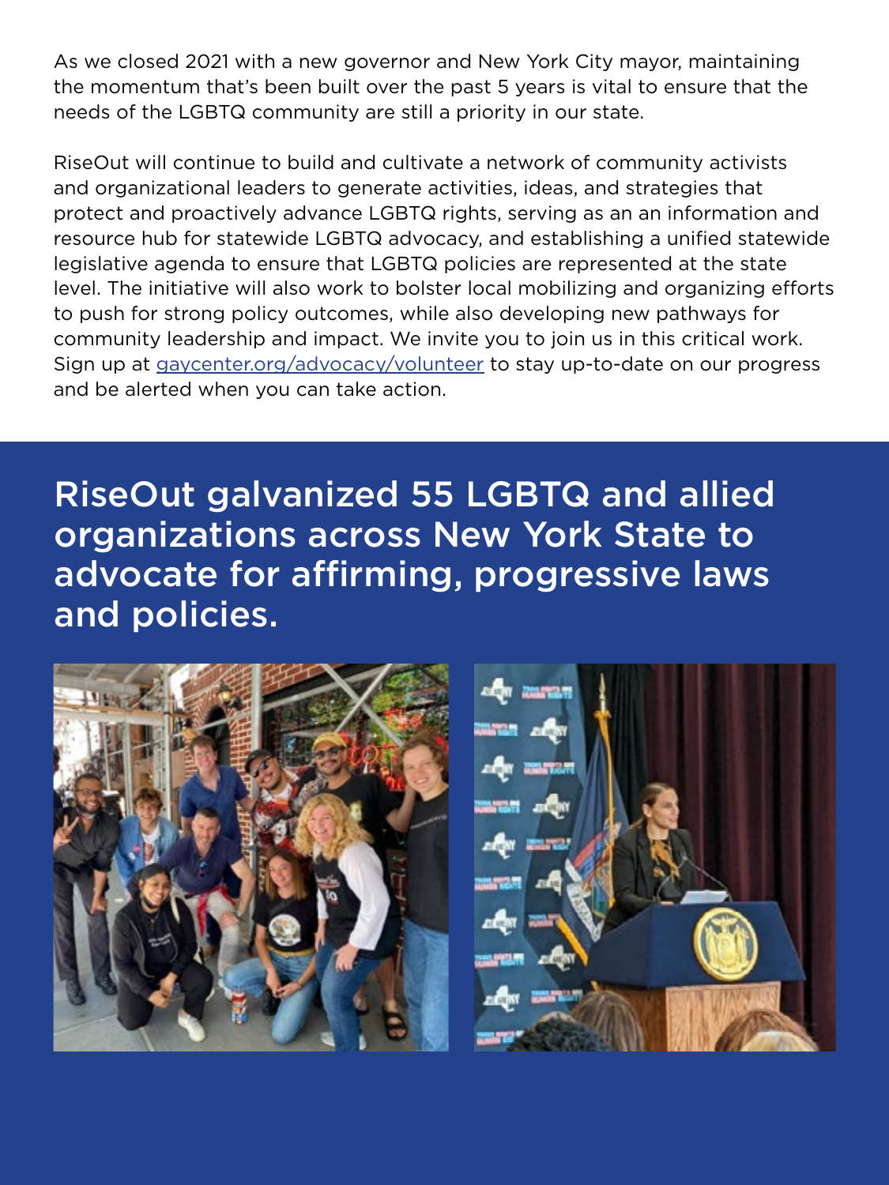As we closed 2021 with a new governor and New York City mayor, maintaining the momentum that's been built over the past 5 years is vital to ensure that the needs of the LGBTQ community are still a priority in our state.

RiseOut will continue to build and cultivate a network of community activists and organizational leaders to generate activities, ideas, and strategies that protect and proactively advance LGBTQ rights, serving as an an information and resource hub for statewide LGBTQ advocacy, and establishing a unified statewide legislative agenda to ensure that LGBTQ policies are represented at the state level. The initiative will also work to bolster local mobilizing and organizing efforts to push for strong policy outcomes, while also developing new pathways for community leadership and impact. We invite you to join us in this critical work. Sign up at gaycenter.org/advocacy/volunteer to stay up-to-date on our progress and be alerted when you can take action.

## RiseOut galvanized 55 LGBTQ and allied organizations across New York State to advocate for affirming, progressive laws and policies.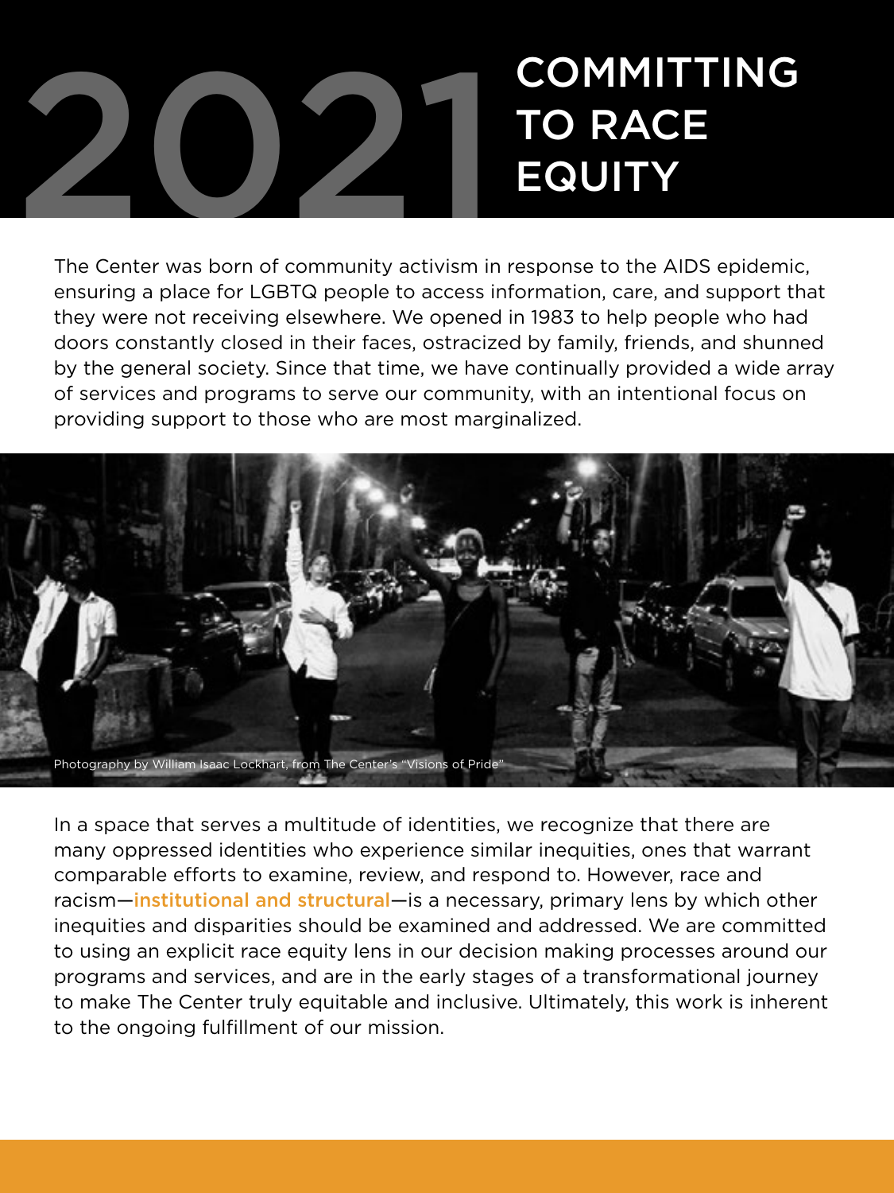# 2021 COMMITTING TO RACE EQUITY

The Center was born of community activism in response to the AIDS epidemic, ensuring a place for LGBTQ people to access information, care, and support that they were not receiving elsewhere. We opened in 1983 to help people who had doors constantly closed in their faces, ostracized by family, friends, and shunned by the general society. Since that time, we have continually provided a wide array of services and programs to serve our community, with an intentional focus on providing support to those who are most marginalized.

Photography by William Isaac Lockhart, from The Center's "Visions of Pride"

In a space that serves a multitude of identities, we recognize that there are many oppressed identities who experience similar inequities, ones that warrant comparable efforts to examine, review, and respond to. However, race and racism—**institutional and structural**—is a necessary, primary lens by which other inequities and disparities should be examined and addressed. We are committed to using an explicit race equity lens in our decision making processes around our programs and services, and are in the early stages of a transformational journey to make The Center truly equitable and inclusive. Ultimately, this work is inherent to the ongoing fulfillment of our mission.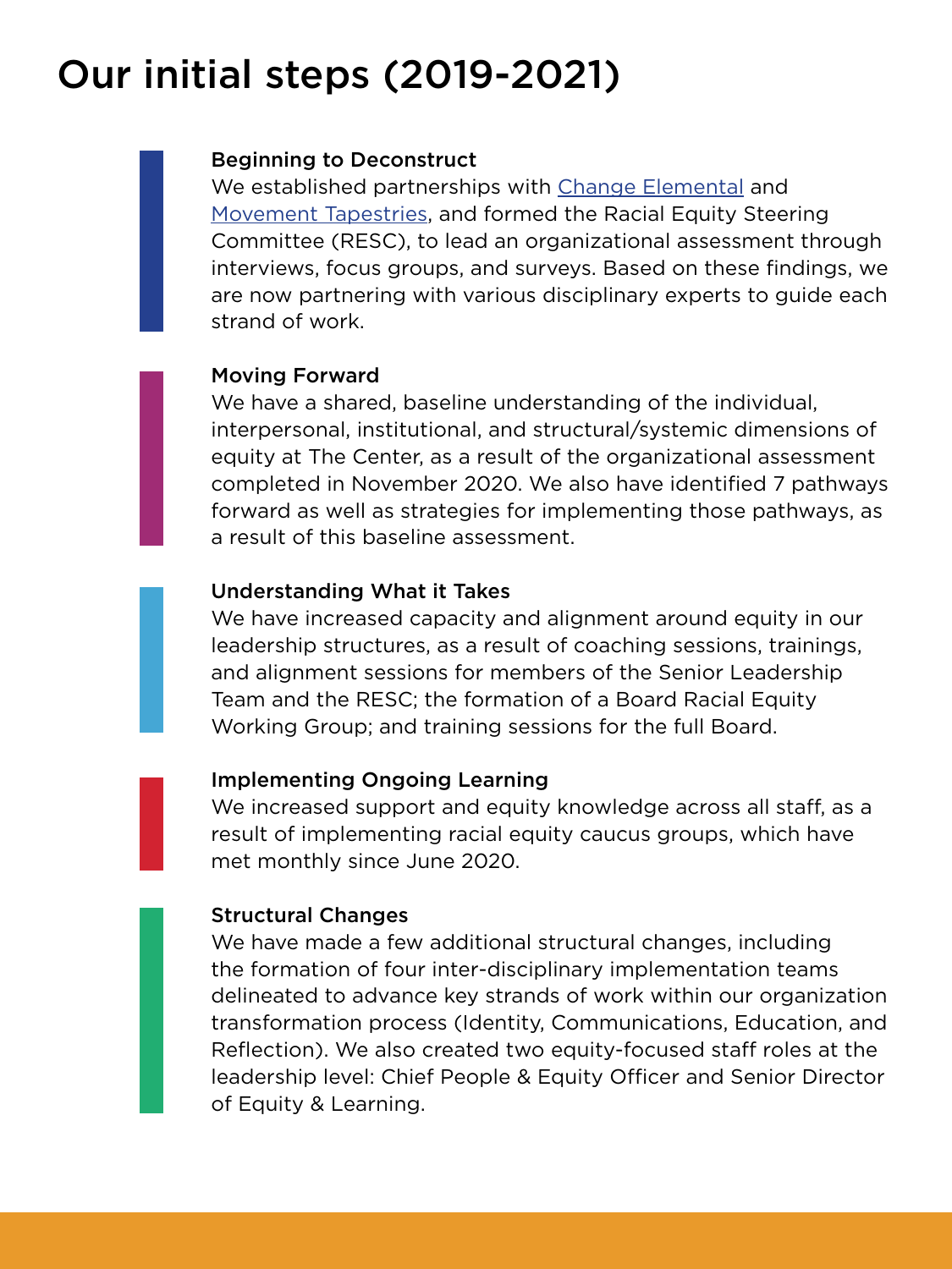# Our initial steps (2019-2021)

**Beginning to Deconstruct**

We established partnerships with Change Elemental and Movement Tapestries, and formed the Racial Equity Steering Committee (RESC), to lead an organizational assessment through interviews, focus groups, and surveys. Based on these findings, we are now partnering with various disciplinary experts to guide each strand of work.

**Moving Forward**

We have a shared, baseline understanding of the individual, interpersonal, institutional, and structural/systemic dimensions of equity at The Center, as a result of the organizational assessment completed in November 2020. We also have identified 7 pathways forward as well as strategies for implementing those pathways, as a result of this baseline assessment.

**Understanding What it Takes**

We have increased capacity and alignment around equity in our leadership structures, as a result of coaching sessions, trainings, and alignment sessions for members of the Senior Leadership Team and the RESC; the formation of a Board Racial Equity Working Group; and training sessions for the full Board.

**Implementing Ongoing Learning**

We increased support and equity knowledge across all staff, as a result of implementing racial equity caucus groups, which have met monthly since June 2020.

**Structural Changes**

We have made a few additional structural changes, including the formation of four inter-disciplinary implementation teams delineated to advance key strands of work within our organization transformation process (Identity, Communications, Education, and Reflection). We also created two equity-focused staff roles at the leadership level: Chief People & Equity Officer and Senior Director of Equity & Learning.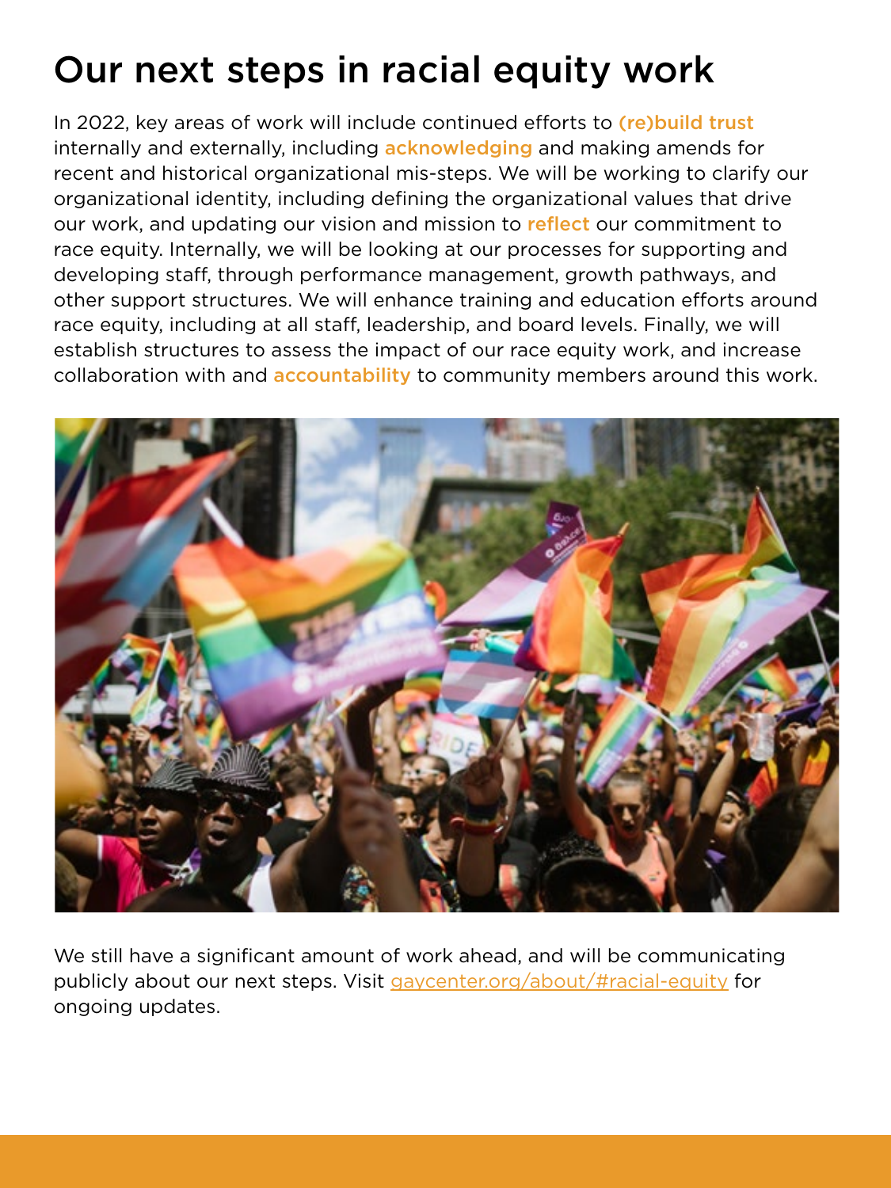# Our next steps in racial equity work

In 2022, key areas of work will include continued efforts to **(re)build trust** internally and externally, including **acknowledging** and making amends for recent and historical organizational mis-steps. We will be working to clarify our organizational identity, including defining the organizational values that drive our work, and updating our vision and mission to **reflect** our commitment to race equity. Internally, we will be looking at our processes for supporting and developing staff, through performance management, growth pathways, and other support structures. We will enhance training and education efforts around race equity, including at all staff, leadership, and board levels. Finally, we will establish structures to assess the impact of our race equity work, and increase collaboration with and **accountability** to community members around this work.

We still have a significant amount of work ahead, and will be communicating publicly about our next steps. Visit [gaycenter.org/about/#racial-equity](gaycenter.org/about/#racial-equity) for ongoing updates.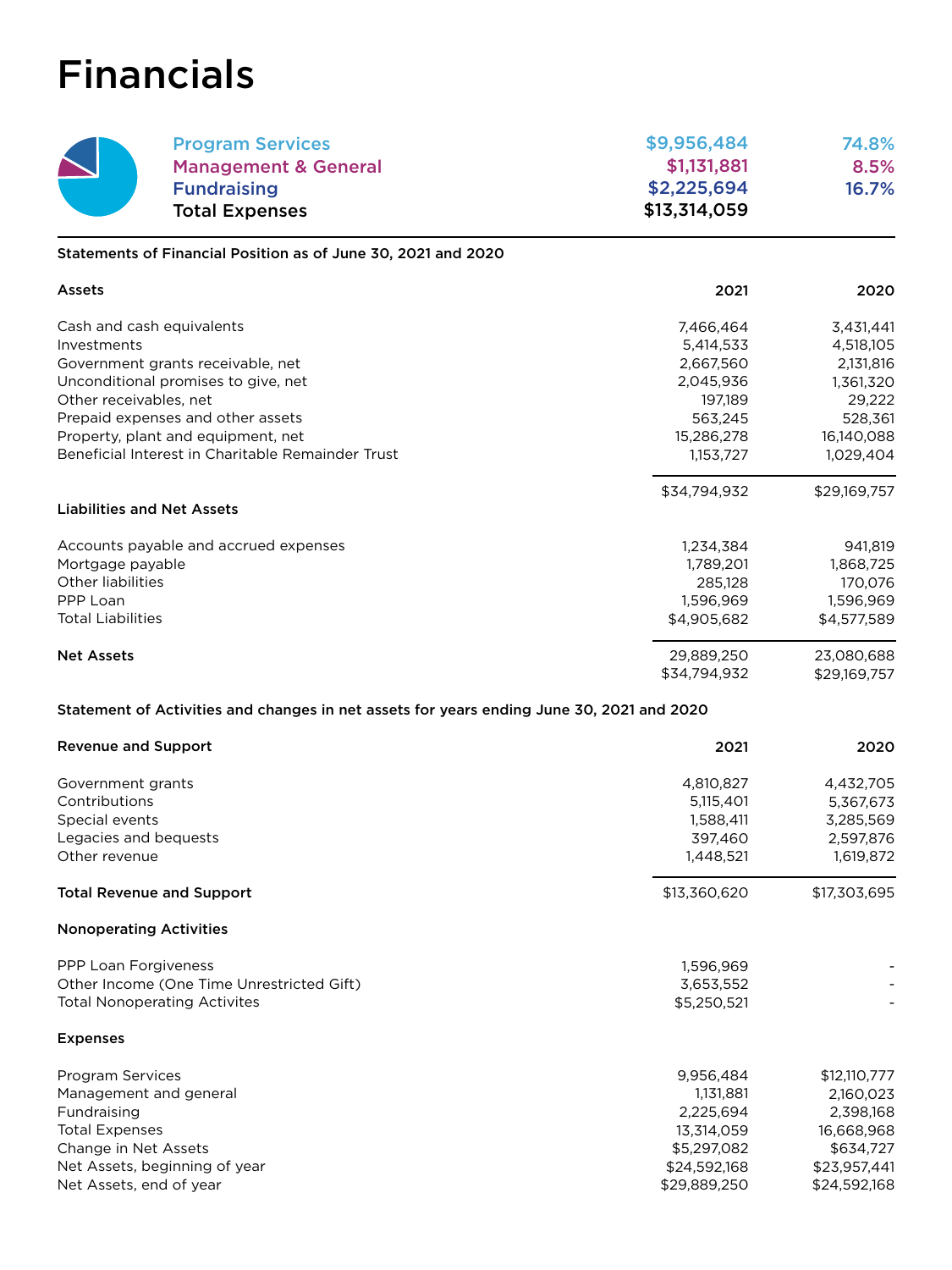# Financials

| | | |
|---|---|---|
| Program Services | $9,956,484 | 74.8% |
| Management & General | $1,131,881 | 8.5% |
| Fundraising | $2,225,694 | 16.7% |
| **Total Expenses** | **$13,314,059** | |

**Statements of Financial Position as of June 30, 2021 and 2020**

| **Assets** | **2021** | **2020** |
|---|---|---|
| Cash and cash equivalents | 7,466,464 | 3,431,441 |
| Investments | 5,414,533 | 4,518,105 |
| Government grants receivable, net | 2,667,560 | 2,131,816 |
| Unconditional promises to give, net | 2,045,936 | 1,361,320 |
| Other receivables, net | 197,189 | 29,222 |
| Prepaid expenses and other assets | 563,245 | 528,361 |
| Property, plant and equipment, net | 15,286,278 | 16,140,088 |
| Beneficial Interest in Charitable Remainder Trust | 1,153,727 | 1,029,404 |
| | $34,794,932 | $29,169,757 |
| **Liabilities and Net Assets** | | |
| Accounts payable and accrued expenses | 1,234,384 | 941,819 |
| Mortgage payable | 1,789,201 | 1,868,725 |
| Other liabilities | 285,128 | 170,076 |
| PPP Loan | 1,596,969 | 1,596,969 |
| Total Liabilities | $4,905,682 | $4,577,589 |
| **Net Assets** | 29,889,250 | 23,080,688 |
| | $34,794,932 | $29,169,757 |

**Statement of Activities and changes in net assets for years ending June 30, 2021 and 2020**

| **Revenue and Support** | **2021** | **2020** |
|---|---|---|
| Government grants | 4,810,827 | 4,432,705 |
| Contributions | 5,115,401 | 5,367,673 |
| Special events | 1,588,411 | 3,285,569 |
| Legacies and bequests | 397,460 | 2,597,876 |
| Other revenue | 1,448,521 | 1,619,872 |
| **Total Revenue and Support** | $13,360,620 | $17,303,695 |
| **Nonoperating Activities** | | |
| PPP Loan Forgiveness | 1,596,969 | - |
| Other Income (One Time Unrestricted Gift) | 3,653,552 | - |
| Total Nonoperating Activites | $5,250,521 | - |
| **Expenses** | | |
| Program Services | 9,956,484 | $12,110,777 |
| Management and general | 1,131,881 | 2,160,023 |
| Fundraising | 2,225,694 | 2,398,168 |
| Total Expenses | 13,314,059 | 16,668,968 |
| Change in Net Assets | $5,297,082 | $634,727 |
| Net Assets, beginning of year | $24,592,168 | $23,957,441 |
| Net Assets, end of year | $29,889,250 | $24,592,168 |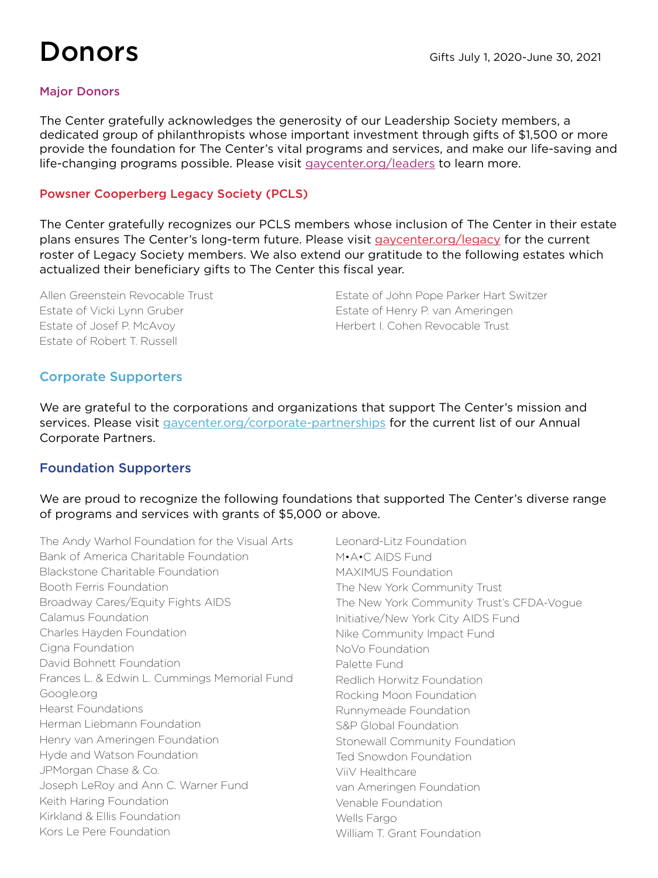# Donors

Gifts July 1, 2020-June 30, 2021

## Major Donors

The Center gratefully acknowledges the generosity of our Leadership Society members, a dedicated group of philanthropists whose important investment through gifts of $1,500 or more provide the foundation for The Center's vital programs and services, and make our life-saving and life-changing programs possible. Please visit gaycenter.org/leaders to learn more.

## Powsner Cooperberg Legacy Society (PCLS)

The Center gratefully recognizes our PCLS members whose inclusion of The Center in their estate plans ensures The Center's long-term future. Please visit gaycenter.org/legacy for the current roster of Legacy Society members. We also extend our gratitude to the following estates which actualized their beneficiary gifts to The Center this fiscal year.

Allen Greenstein Revocable Trust
Estate of Vicki Lynn Gruber
Estate of Josef P. McAvoy
Estate of Robert T. Russell
Estate of John Pope Parker Hart Switzer
Estate of Henry P. van Ameringen
Herbert I. Cohen Revocable Trust

## Corporate Supporters

We are grateful to the corporations and organizations that support The Center's mission and services. Please visit gaycenter.org/corporate-partnerships for the current list of our Annual Corporate Partners.

## Foundation Supporters

We are proud to recognize the following foundations that supported The Center's diverse range of programs and services with grants of $5,000 or above.

The Andy Warhol Foundation for the Visual Arts
Bank of America Charitable Foundation
Blackstone Charitable Foundation
Booth Ferris Foundation
Broadway Cares/Equity Fights AIDS
Calamus Foundation
Charles Hayden Foundation
Cigna Foundation
David Bohnett Foundation
Frances L. & Edwin L. Cummings Memorial Fund
Google.org
Hearst Foundations
Herman Liebmann Foundation
Henry van Ameringen Foundation
Hyde and Watson Foundation
JPMorgan Chase & Co.
Joseph LeRoy and Ann C. Warner Fund
Keith Haring Foundation
Kirkland & Ellis Foundation
Kors Le Pere Foundation
Leonard-Litz Foundation
M•A•C AIDS Fund
MAXIMUS Foundation
The New York Community Trust
The New York Community Trust's CFDA-Vogue Initiative/New York City AIDS Fund
Nike Community Impact Fund
NoVo Foundation
Palette Fund
Redlich Horwitz Foundation
Rocking Moon Foundation
Runnymeade Foundation
S&P Global Foundation
Stonewall Community Foundation
Ted Snowdon Foundation
ViiV Healthcare
van Ameringen Foundation
Venable Foundation
Wells Fargo
William T. Grant Foundation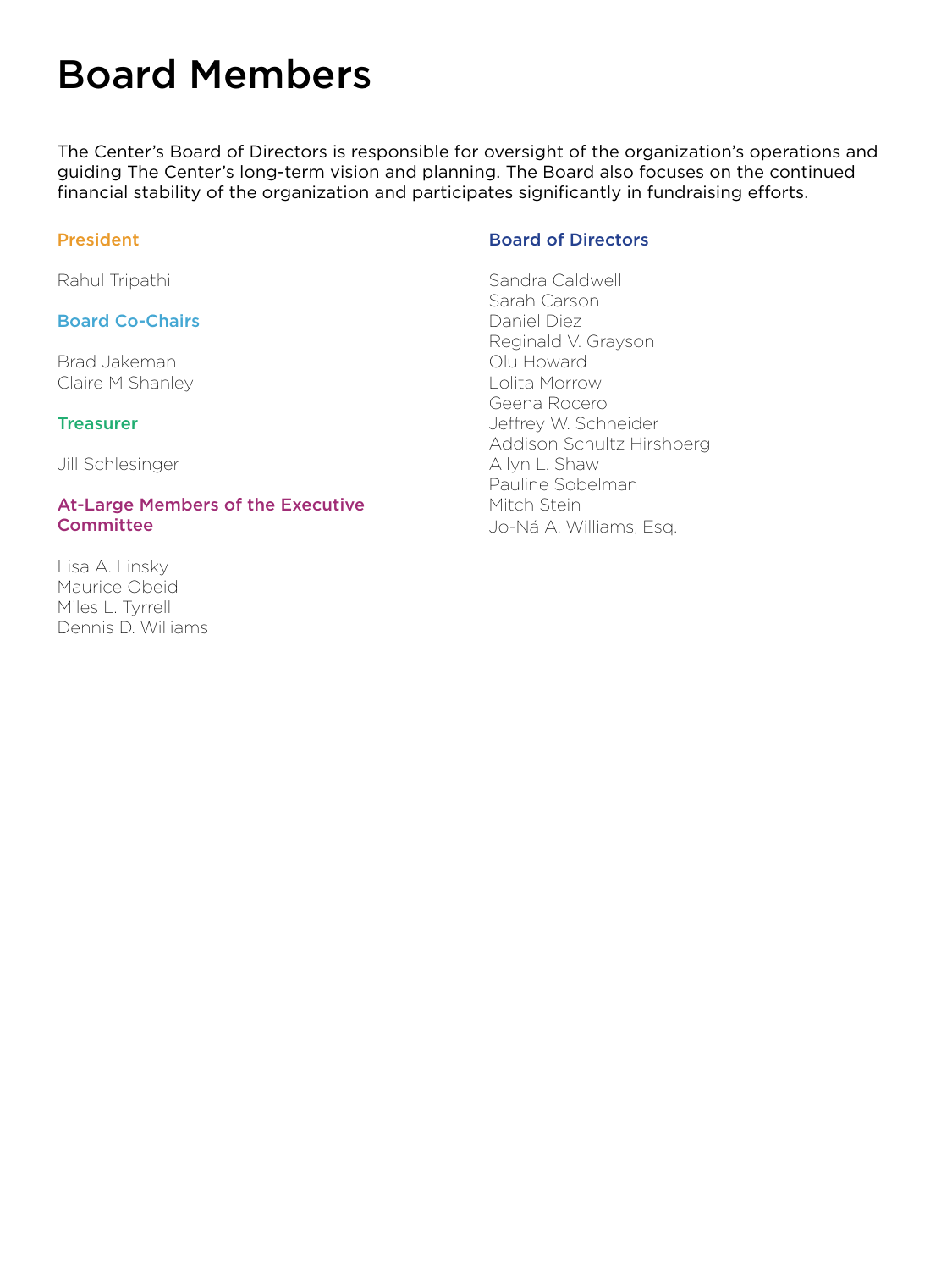# Board Members

The Center's Board of Directors is responsible for oversight of the organization's operations and guiding The Center's long-term vision and planning. The Board also focuses on the continued financial stability of the organization and participates significantly in fundraising efforts.

### President

Rahul Tripathi

### Board Co-Chairs

Brad Jakeman
Claire M Shanley

### Treasurer

Jill Schlesinger

### At-Large Members of the Executive Committee

Lisa A. Linsky
Maurice Obeid
Miles L. Tyrrell
Dennis D. Williams

### Board of Directors

Sandra Caldwell
Sarah Carson
Daniel Diez
Reginald V. Grayson
Olu Howard
Lolita Morrow
Geena Rocero
Jeffrey W. Schneider
Addison Schultz Hirshberg
Allyn L. Shaw
Pauline Sobelman
Mitch Stein
Jo-Ná A. Williams, Esq.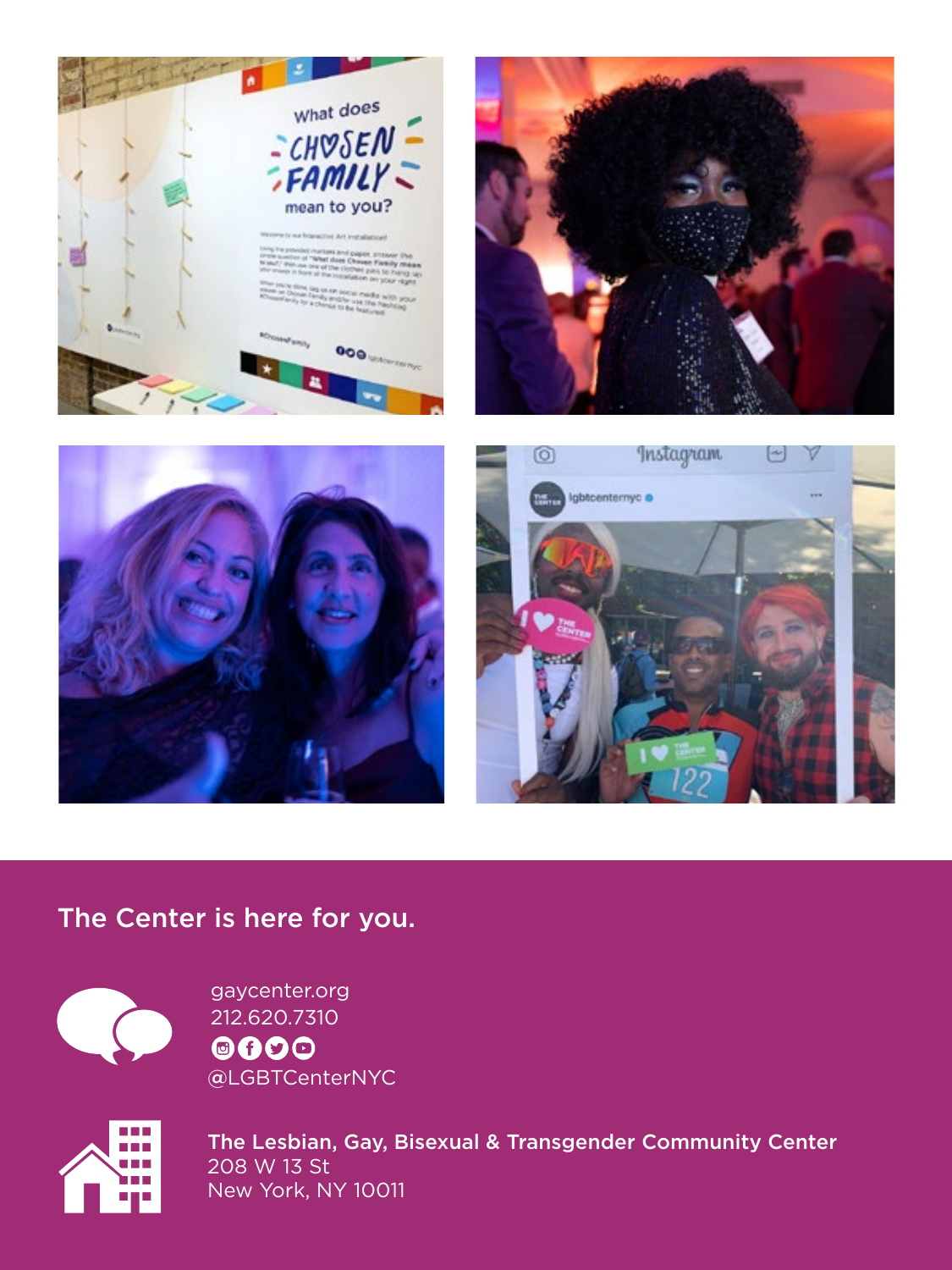## The Center is here for you.

gaycenter.org
212.620.7310
@LGBTCenterNYC

**The Lesbian, Gay, Bisexual & Transgender Community Center**
208 W 13 St
New York, NY 10011